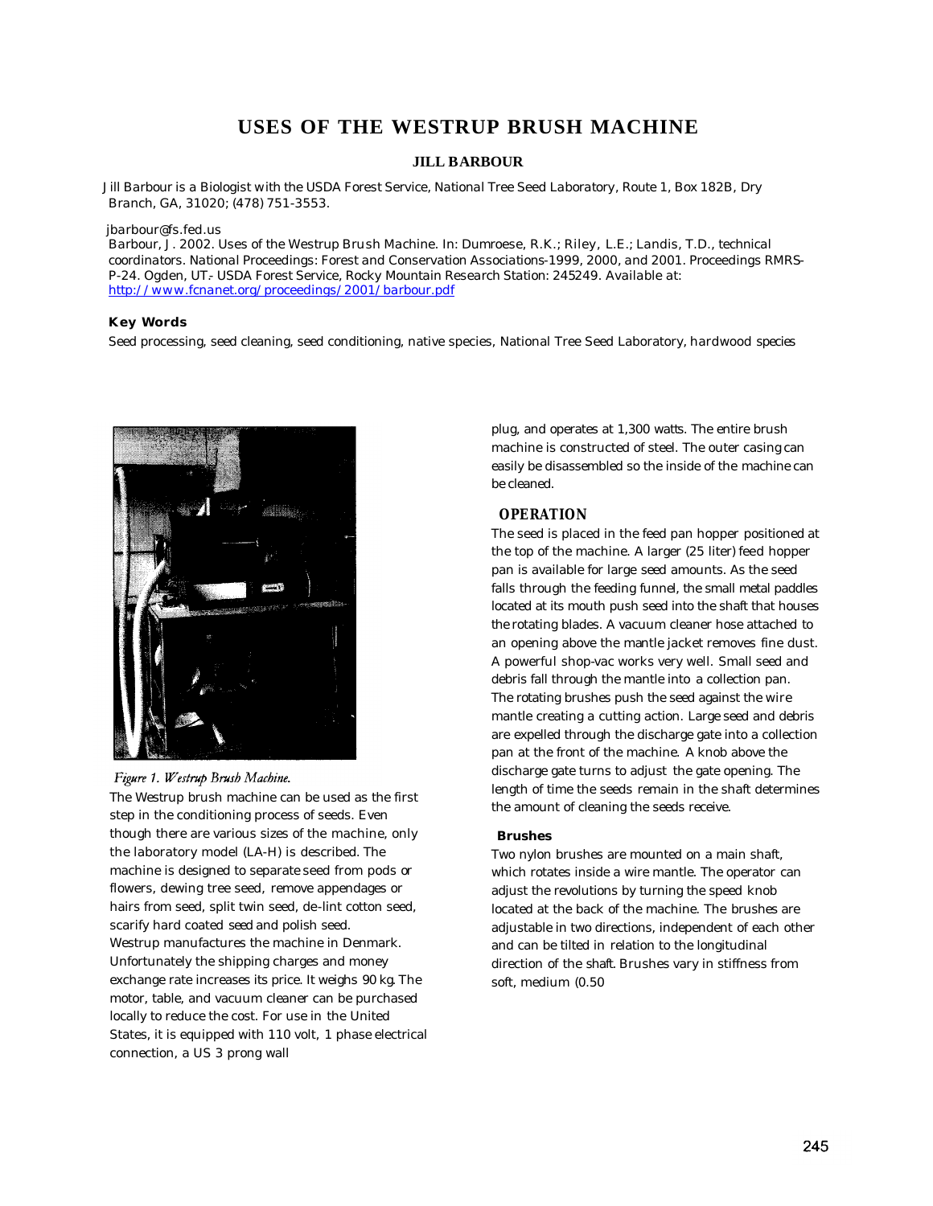# USES OF THE WESTRUP BRUSH MACHINE

**JILL BARBOUR**

Jill Barbour is a Biologist with the USDA Forest Service, National Tree Seed Laboratory, Route 1, Box 182B, Dry Branch, GA, 31020; (478) 751-3553.

jbarbour@fs.fed.us

Barbour, J. 2002. Uses of the Westrup Brush Machine. In: Dumroese, R.K.; Riley, L.E.; Landis, T.D., technical coordinators. National Proceedings: Forest and Conservation Associations-1999, 2000, and 2001. Proceedings RMRS-P-24. Ogden, UT: USDA Forest Service, Rocky Mountain Research Station: 245249. Available at: http://www.fcnanet.org/proceedings/2001/barbour.pdf

**Key Words**

Seed processing, seed cleaning, seed conditioning, native species, National Tree Seed Laboratory, hardwood species

*Figure 1. Westrup Brush Machine.*

The Westrup brush machine can be used as the first step in the conditioning process of seeds. Even though there are various sizes of the machine, only the laboratory model (LA-H) is described. The machine is designed to separate seed from pods or flowers, dewing tree seed, remove appendages or hairs from seed, split twin seed, de-lint cotton seed, scarify hard coated seed and polish seed.

Westrup manufactures the machine in Denmark. Unfortunately the shipping charges and money exchange rate increases its price. It weighs 90 kg. The motor, table, and vacuum cleaner can be purchased locally to reduce the cost. For use in the United States, it is equipped with 110 volt, 1 phase electrical connection, a US 3 prong wall plug, and operates at 1,300 watts. The entire brush machine is constructed of steel. The outer casing can easily be disassembled so the inside of the machine can be cleaned.

## OPERATION

The seed is placed in the feed pan hopper positioned at the top of the machine. A larger (25 liter) feed hopper pan is available for large seed amounts. As the seed falls through the feeding funnel, the small metal paddles located at its mouth push seed into the shaft that houses the rotating blades. A vacuum cleaner hose attached to an opening above the mantle jacket removes fine dust. A powerful shop-vac works very well. Small seed and debris fall through the mantle into a collection pan. The rotating brushes push the seed against the wire mantle creating a cutting action. Large seed and debris are expelled through the discharge gate into a collection pan at the front of the machine. A knob above the discharge gate turns to adjust the gate opening. The length of time the seeds remain in the shaft determines the amount of cleaning the seeds receive.

### Brushes

Two nylon brushes are mounted on a main shaft, which rotates inside a wire mantle. The operator can adjust the revolutions by turning the speed knob located at the back of the machine. The brushes are adjustable in two directions, independent of each other and can be tilted in relation to the longitudinal direction of the shaft. Brushes vary in stiffness from soft, medium (0.50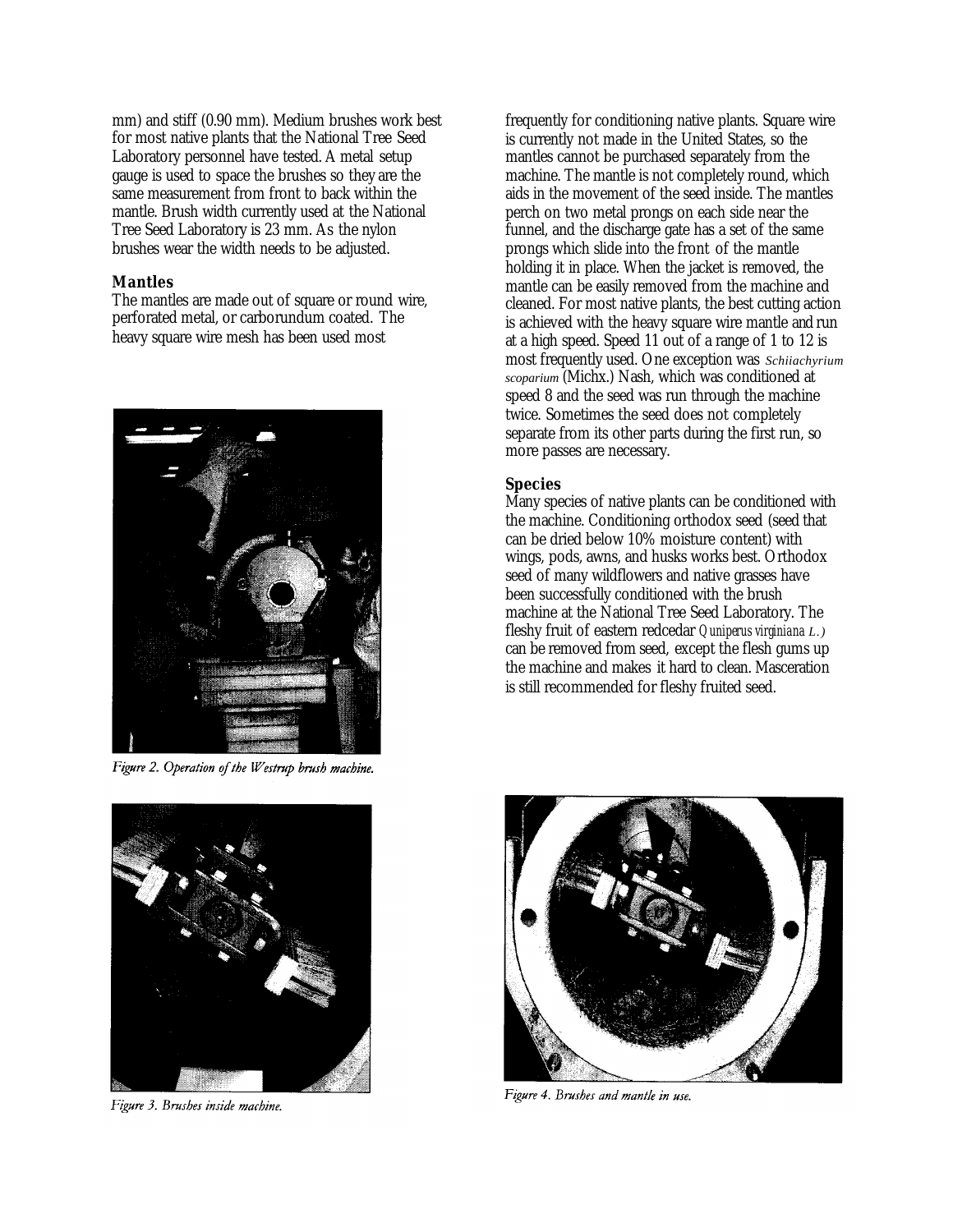mm) and stiff (0.90 mm). Medium brushes work best for most native plants that the National Tree Seed Laboratory personnel have tested. A metal setup gauge is used to space the brushes so they are the same measurement from front to back within the mantle. Brush width currently used at the National Tree Seed Laboratory is 23 mm. As the nylon brushes wear the width needs to be adjusted.

### Mantles

The mantles are made out of square or round wire, perforated metal, or carborundum coated. The heavy square wire mesh has been used most frequently for conditioning native plants. Square wire is currently not made in the United States, so the mantles cannot be purchased separately from the machine. The mantle is not completely round, which aids in the movement of the seed inside. The mantles perch on two metal prongs on each side near the funnel, and the discharge gate has a set of the same prongs which slide into the front of the mantle holding it in place. When the jacket is removed, the mantle can be easily removed from the machine and cleaned. For most native plants, the best cutting action is achieved with the heavy square wire mantle and run at a high speed. Speed 11 out of a range of 1 to 12 is most frequently used. One exception was *Schiiachyrium scoparium* (Michx.) Nash, which was conditioned at speed 8 and the seed was run through the machine twice. Sometimes the seed does not completely separate from its other parts during the first run, so more passes are necessary.

*Figure 2. Operation of the Westrup brush machine.*

### Species

Many species of native plants can be conditioned with the machine. Conditioning orthodox seed (seed that can be dried below 10% moisture content) with wings, pods, awns, and husks works best. Orthodox seed of many wildflowers and native grasses have been successfully conditioned with the brush machine at the National Tree Seed Laboratory. The fleshy fruit of eastern redcedar (*Juniperus virginiana L.*) can be removed from seed, except the flesh gums up the machine and makes it hard to clean. Masceration is still recommended for fleshy fruited seed.

*Figure 3. Brushes inside machine.*

*Figure 4. Brushes and mantle in use.*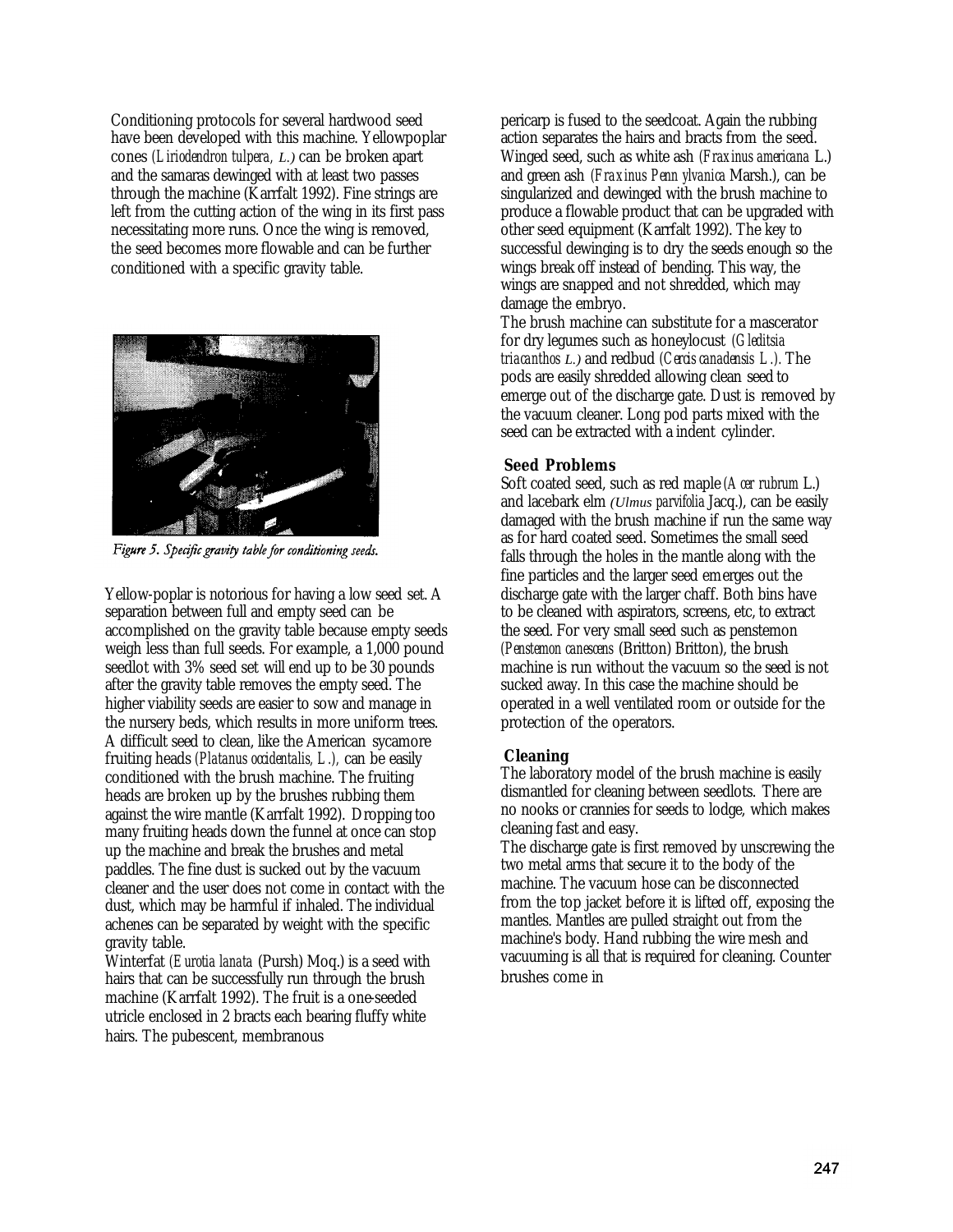Conditioning protocols for several hardwood seed have been developed with this machine. Yellowpoplar cones (*Liriodendron tulpera, L.*) can be broken apart and the samaras dewinged with at least two passes through the machine (Karrfalt 1992). Fine strings are left from the cutting action of the wing in its first pass necessitating more runs. Once the wing is removed, the seed becomes more flowable and can be further conditioned with a specific gravity table.

*Figure 5. Specific gravity table for conditioning seeds.*

Yellow-poplar is notorious for having a low seed set. A separation between full and empty seed can be accomplished on the gravity table because empty seeds weigh less than full seeds. For example, a 1,000 pound seedlot with 3% seed set will end up to be 30 pounds after the gravity table removes the empty seed. The higher viability seeds are easier to sow and manage in the nursery beds, which results in more uniform trees. A difficult seed to clean, like the American sycamore fruiting heads (*Platanus occidentalis, L.*), can be easily conditioned with the brush machine. The fruiting heads are broken up by the brushes rubbing them against the wire mantle (Karrfalt 1992). Dropping too many fruiting heads down the funnel at once can stop up the machine and break the brushes and metal paddles. The fine dust is sucked out by the vacuum cleaner and the user does not come in contact with the dust, which may be harmful if inhaled. The individual achenes can be separated by weight with the specific gravity table.

Winterfat (*Eurotia lanata* (Pursh) Moq.) is a seed with hairs that can be successfully run through the brush machine (Karrfalt 1992). The fruit is a one-seeded utricle enclosed in 2 bracts each bearing fluffy white hairs. The pubescent, membranous pericarp is fused to the seedcoat. Again the rubbing action separates the hairs and bracts from the seed. Winged seed, such as white ash (*Fraxinus americana* L.) and green ash (*Fraxinus Penn ylvanica* Marsh.), can be singularized and dewinged with the brush machine to produce a flowable product that can be upgraded with other seed equipment (Karrfalt 1992). The key to successful dewinging is to dry the seeds enough so the wings break off instead of bending. This way, the wings are snapped and not shredded, which may damage the embryo.

The brush machine can substitute for a mascerator for dry legumes such as honeylocust (*Gleditsia triacanthos L.*) and redbud (*Cercis canadensis L.*). The pods are easily shredded allowing clean seed to emerge out of the discharge gate. Dust is removed by the vacuum cleaner. Long pod parts mixed with the seed can be extracted with a indent cylinder.

### Seed Problems

Soft coated seed, such as red maple (*Acer rubrum* L.) and lacebark elm (*Ulmus parvifolia* Jacq.), can be easily damaged with the brush machine if run the same way as for hard coated seed. Sometimes the small seed falls through the holes in the mantle along with the fine particles and the larger seed emerges out the discharge gate with the larger chaff. Both bins have to be cleaned with aspirators, screens, etc, to extract the seed. For very small seed such as penstemon (*Penstemon canescens* (Britton) Britton), the brush machine is run without the vacuum so the seed is not sucked away. In this case the machine should be operated in a well ventilated room or outside for the protection of the operators.

### Cleaning

The laboratory model of the brush machine is easily dismantled for cleaning between seedlots. There are no nooks or crannies for seeds to lodge, which makes cleaning fast and easy.

The discharge gate is first removed by unscrewing the two metal arms that secure it to the body of the machine. The vacuum hose can be disconnected from the top jacket before it is lifted off, exposing the mantles. Mantles are pulled straight out from the machine's body. Hand rubbing the wire mesh and vacuuming is all that is required for cleaning. Counter brushes come in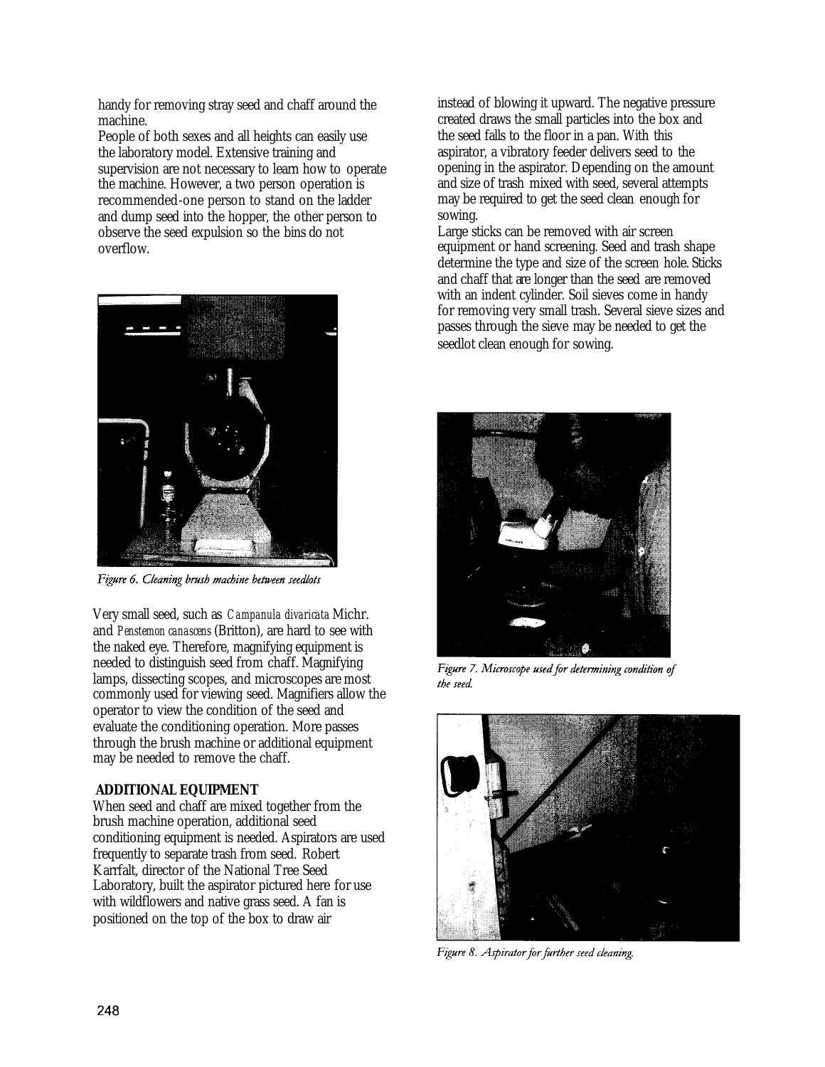handy for removing stray seed and chaff around the machine.

People of both sexes and all heights can easily use the laboratory model. Extensive training and supervision are not necessary to learn how to operate the machine. However, a two person operation is recommended-one person to stand on the ladder and dump seed into the hopper, the other person to observe the seed expulsion so the bins do not overflow.

*Figure 6. Cleaning brush machine between seedlots*

Very small seed, such as *Campanula divaricata* Michr. and *Penstemon canascens* (Britton), are hard to see with the naked eye. Therefore, magnifying equipment is needed to distinguish seed from chaff. Magnifying lamps, dissecting scopes, and microscopes are most commonly used for viewing seed. Magnifiers allow the operator to view the condition of the seed and evaluate the conditioning operation. More passes through the brush machine or additional equipment may be needed to remove the chaff.

**ADDITIONAL EQUIPMENT**

When seed and chaff are mixed together from the brush machine operation, additional seed conditioning equipment is needed. Aspirators are used frequently to separate trash from seed. Robert Karrfalt, director of the National Tree Seed Laboratory, built the aspirator pictured here for use with wildflowers and native grass seed. A fan is positioned on the top of the box to draw air instead of blowing it upward. The negative pressure created draws the small particles into the box and the seed falls to the floor in a pan. With this aspirator, a vibratory feeder delivers seed to the opening in the aspirator. Depending on the amount and size of trash mixed with seed, several attempts may be required to get the seed clean enough for sowing.

Large sticks can be removed with air screen equipment or hand screening. Seed and trash shape determine the type and size of the screen hole. Sticks and chaff that are longer than the seed are removed with an indent cylinder. Soil sieves come in handy for removing very small trash. Several sieve sizes and passes through the sieve may be needed to get the seedlot clean enough for sowing.

*Figure 7. Microscope used for determining condition of the seed.*

*Figure 8. Aspirator for further seed cleaning.*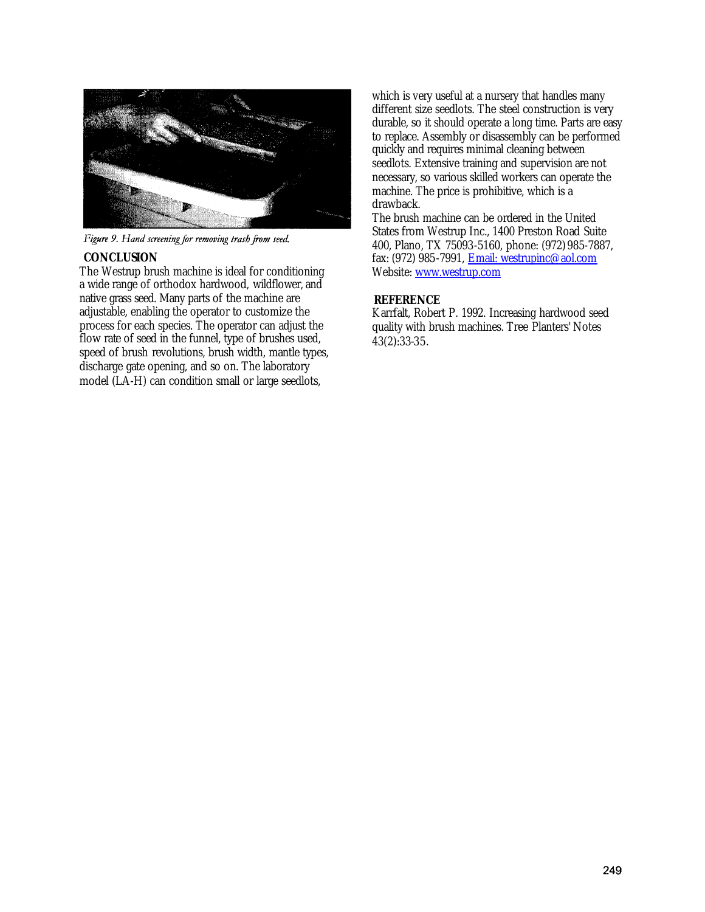Figure 9. Hand screening for removing trash from seed.

## CONCLUSION

The Westrup brush machine is ideal for conditioning a wide range of orthodox hardwood, wildflower, and native grass seed. Many parts of the machine are adjustable, enabling the operator to customize the process for each species. The operator can adjust the flow rate of seed in the funnel, type of brushes used, speed of brush revolutions, brush width, mantle types, discharge gate opening, and so on. The laboratory model (LA-H) can condition small or large seedlots, which is very useful at a nursery that handles many different size seedlots. The steel construction is very durable, so it should operate a long time. Parts are easy to replace. Assembly or disassembly can be performed quickly and requires minimal cleaning between seedlots. Extensive training and supervision are not necessary, so various skilled workers can operate the machine. The price is prohibitive, which is a drawback.

The brush machine can be ordered in the United States from Westrup Inc., 1400 Preston Road Suite 400, Plano, TX 75093-5160, phone: (972) 985-7887, fax: (972) 985-7991, Email: westrupinc@aol.com Website: www.westrup.com

## REFERENCE

Karrfalt, Robert P. 1992. Increasing hardwood seed quality with brush machines. Tree Planters' Notes 43(2):33-35.